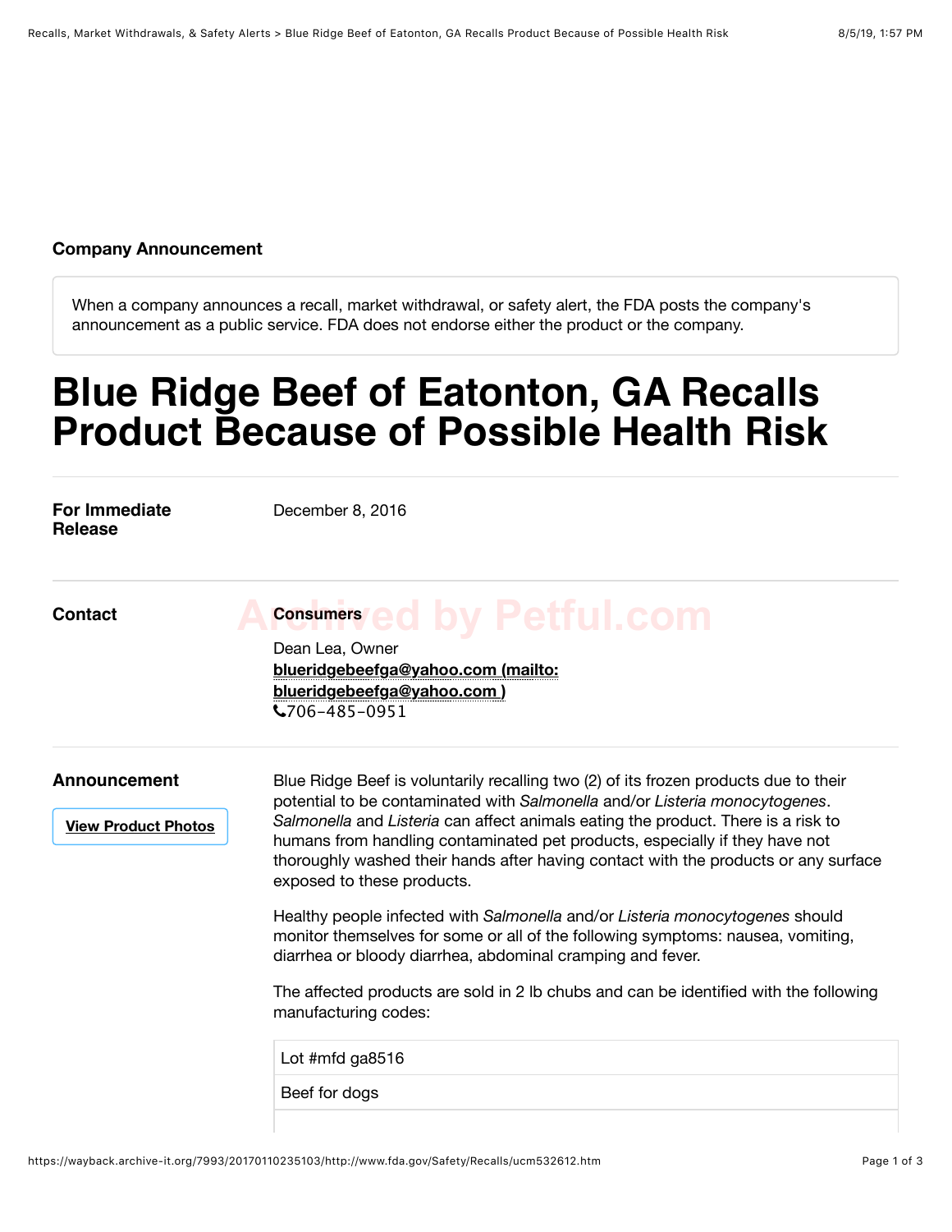**Company Announcement**

When a company announces a recall, market withdrawal, or safety alert, the FDA posts the company's announcement as a public service. FDA does not endorse either the product or the company.

# Blue Ridge Beef of Eatonton, GA Recalls Product Because of Possible Health Risk

**For Immediate Release**

December 8, 2016

**Contact**

**Consumers**

Dean Lea, Owner
blueridgebeefga@yahoo.com (mailto:blueridgebeefga@yahoo.com )
706-485-0951

**Announcement**

View Product Photos

Blue Ridge Beef is voluntarily recalling two (2) of its frozen products due to their potential to be contaminated with *Salmonella* and/or *Listeria monocytogenes*. *Salmonella* and *Listeria* can affect animals eating the product. There is a risk to humans from handling contaminated pet products, especially if they have not thoroughly washed their hands after having contact with the products or any surface exposed to these products.

Healthy people infected with *Salmonella* and/or *Listeria monocytogenes* should monitor themselves for some or all of the following symptoms: nausea, vomiting, diarrhea or bloody diarrhea, abdominal cramping and fever.

The affected products are sold in 2 lb chubs and can be identified with the following manufacturing codes:

| Lot #mfd ga8516 |
| --- |
| Beef for dogs |
| |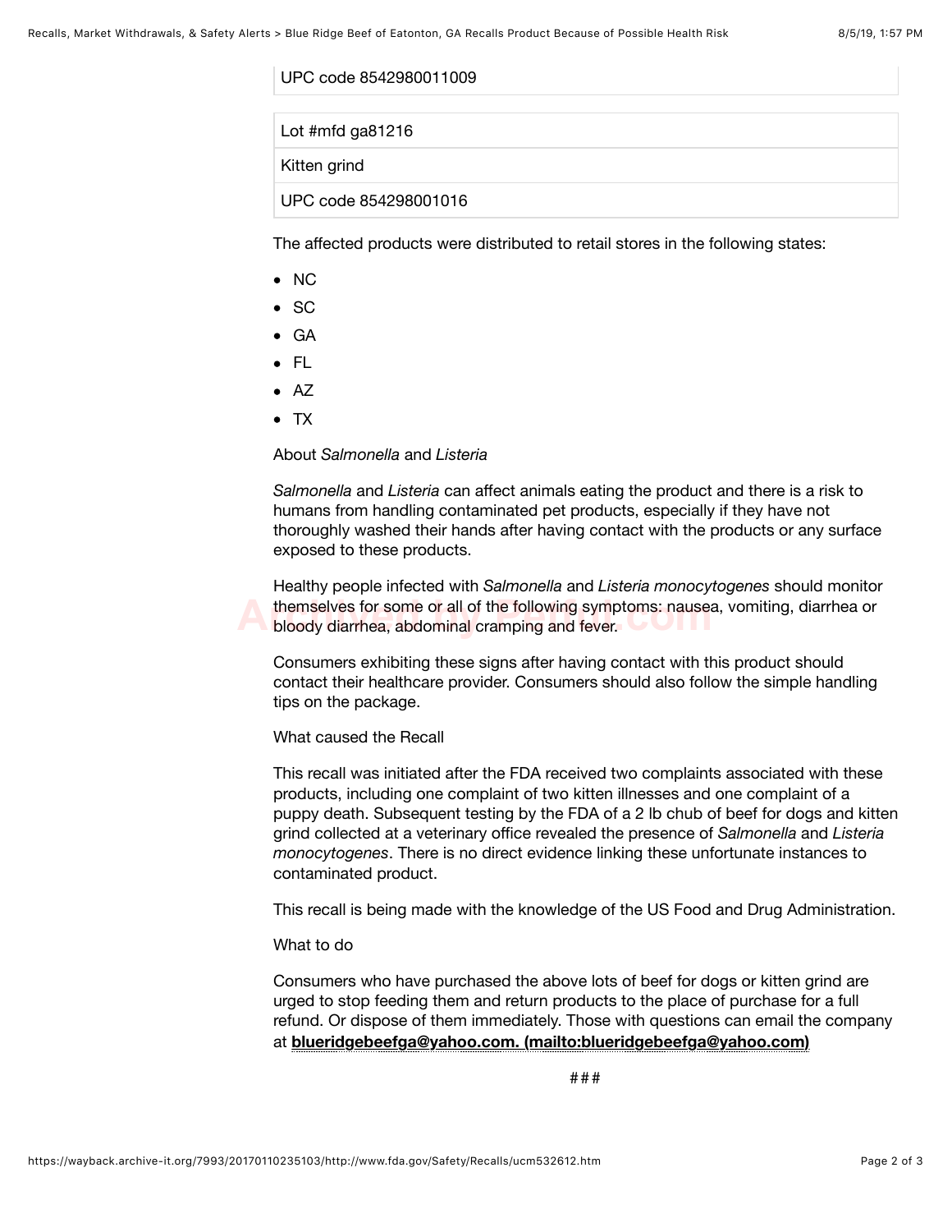| UPC code 8542980011009 |
| --- |

| Lot #mfd ga81216 |
| --- |
| Kitten grind |
| UPC code 854298001016 |

The affected products were distributed to retail stores in the following states:

- NC
- SC
- GA
- FL
- AZ
- TX

About *Salmonella* and *Listeria*

*Salmonella* and *Listeria* can affect animals eating the product and there is a risk to humans from handling contaminated pet products, especially if they have not thoroughly washed their hands after having contact with the products or any surface exposed to these products.

Healthy people infected with *Salmonella* and *Listeria monocytogenes* should monitor themselves for some or all of the following symptoms: nausea, vomiting, diarrhea or bloody diarrhea, abdominal cramping and fever.

Consumers exhibiting these signs after having contact with this product should contact their healthcare provider. Consumers should also follow the simple handling tips on the package.

What caused the Recall

This recall was initiated after the FDA received two complaints associated with these products, including one complaint of two kitten illnesses and one complaint of a puppy death. Subsequent testing by the FDA of a 2 lb chub of beef for dogs and kitten grind collected at a veterinary office revealed the presence of *Salmonella* and *Listeria monocytogenes*. There is no direct evidence linking these unfortunate instances to contaminated product.

This recall is being made with the knowledge of the US Food and Drug Administration.

What to do

Consumers who have purchased the above lots of beef for dogs or kitten grind are urged to stop feeding them and return products to the place of purchase for a full refund. Or dispose of them immediately. Those with questions can email the company at **blueridgebeefga@yahoo.com. (mailto:blueridgebeefga@yahoo.com)**

###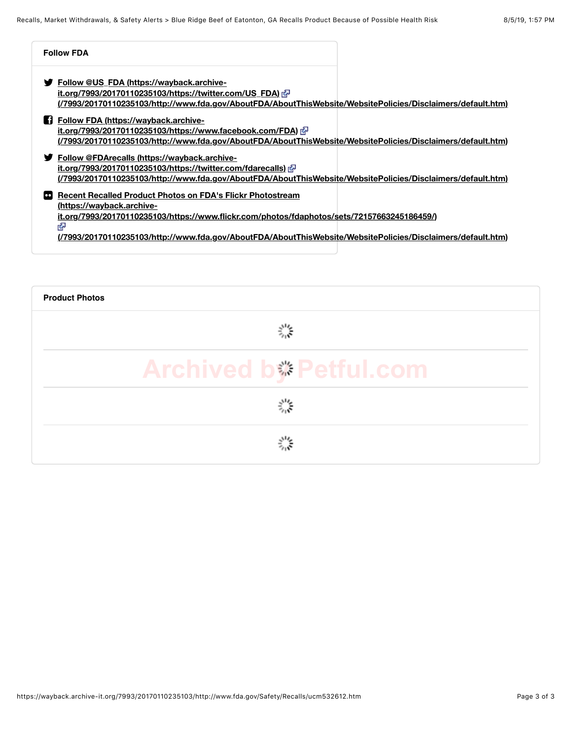## Follow FDA

- Follow @US_FDA (https://wayback.archive-it.org/7993/20170110235103/https://twitter.com/US_FDA) (/7993/20170110235103/http://www.fda.gov/AboutFDA/AboutThisWebsite/WebsitePolicies/Disclaimers/default.htm)
- Follow FDA (https://wayback.archive-it.org/7993/20170110235103/https://www.facebook.com/FDA) (/7993/20170110235103/http://www.fda.gov/AboutFDA/AboutThisWebsite/WebsitePolicies/Disclaimers/default.htm)
- Follow @FDArecalls (https://wayback.archive-it.org/7993/20170110235103/https://twitter.com/fdarecalls) (/7993/20170110235103/http://www.fda.gov/AboutFDA/AboutThisWebsite/WebsitePolicies/Disclaimers/default.htm)
- Recent Recalled Product Photos on FDA's Flickr Photostream (https://wayback.archive-it.org/7993/20170110235103/https://www.flickr.com/photos/fdaphotos/sets/72157663245186459/) (/7993/20170110235103/http://www.fda.gov/AboutFDA/AboutThisWebsite/WebsitePolicies/Disclaimers/default.htm)

## Product Photos

Archived by Petful.com